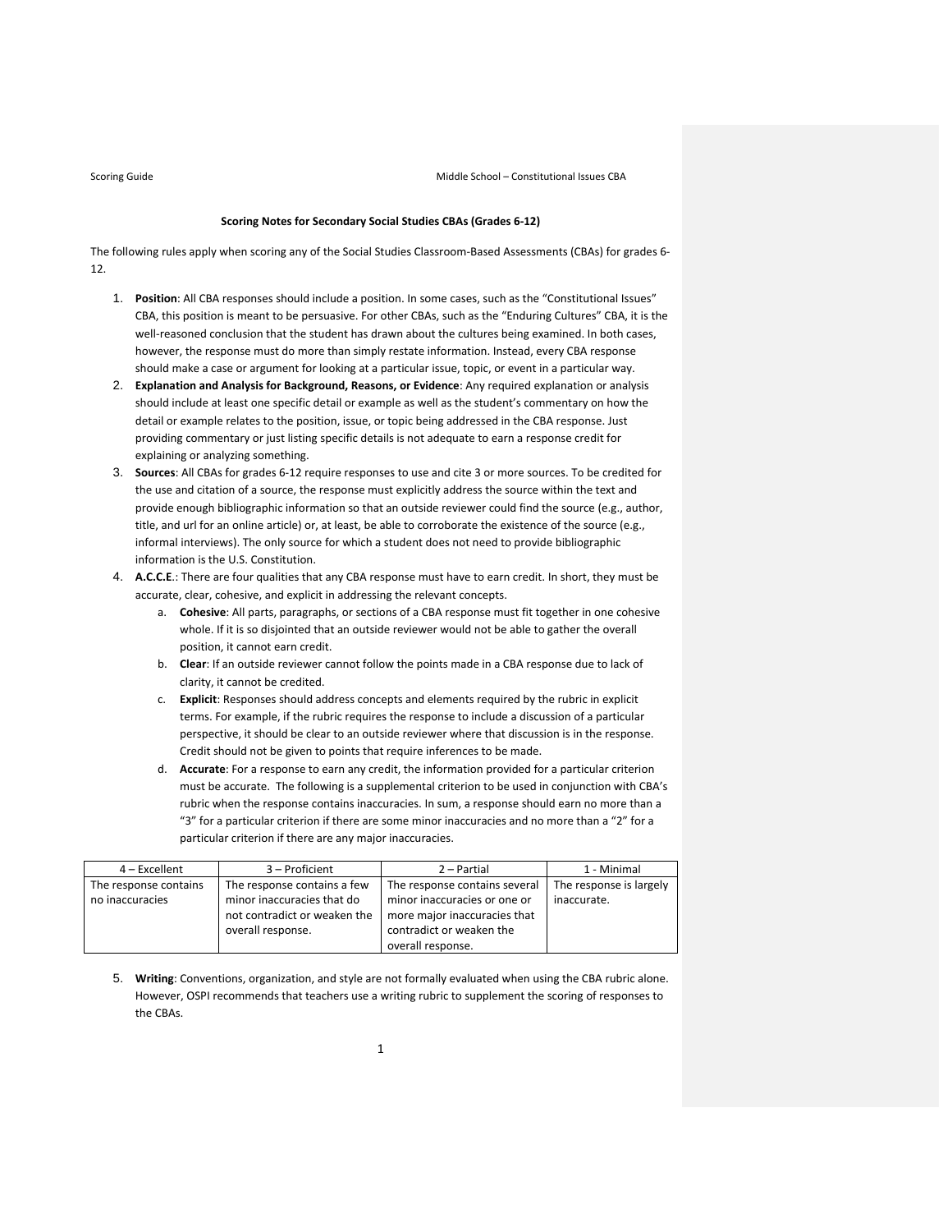## Scoring Notes for Secondary Social Studies CBAs (Grades 6-12)

The following rules apply when scoring any of the Social Studies Classroom-Based Assessments (CBAs) for grades 6-12.

1. **Position**: All CBA responses should include a position. In some cases, such as the "Constitutional Issues" CBA, this position is meant to be persuasive. For other CBAs, such as the "Enduring Cultures" CBA, it is the well-reasoned conclusion that the student has drawn about the cultures being examined. In both cases, however, the response must do more than simply restate information. Instead, every CBA response should make a case or argument for looking at a particular issue, topic, or event in a particular way.
2. **Explanation and Analysis for Background, Reasons, or Evidence**: Any required explanation or analysis should include at least one specific detail or example as well as the student's commentary on how the detail or example relates to the position, issue, or topic being addressed in the CBA response. Just providing commentary or just listing specific details is not adequate to earn a response credit for explaining or analyzing something.
3. **Sources**: All CBAs for grades 6-12 require responses to use and cite 3 or more sources. To be credited for the use and citation of a source, the response must explicitly address the source within the text and provide enough bibliographic information so that an outside reviewer could find the source (e.g., author, title, and url for an online article) or, at least, be able to corroborate the existence of the source (e.g., informal interviews). The only source for which a student does not need to provide bibliographic information is the U.S. Constitution.
4. **A.C.C.E.**: There are four qualities that any CBA response must have to earn credit. In short, they must be accurate, clear, cohesive, and explicit in addressing the relevant concepts.
    a. **Cohesive**: All parts, paragraphs, or sections of a CBA response must fit together in one cohesive whole. If it is so disjointed that an outside reviewer would not be able to gather the overall position, it cannot earn credit.
    b. **Clear**: If an outside reviewer cannot follow the points made in a CBA response due to lack of clarity, it cannot be credited.
    c. **Explicit**: Responses should address concepts and elements required by the rubric in explicit terms. For example, if the rubric requires the response to include a discussion of a particular perspective, it should be clear to an outside reviewer where that discussion is in the response. Credit should not be given to points that require inferences to be made.
    d. **Accurate**: For a response to earn any credit, the information provided for a particular criterion must be accurate. The following is a supplemental criterion to be used in conjunction with CBA's rubric when the response contains inaccuracies. In sum, a response should earn no more than a "3" for a particular criterion if there are some minor inaccuracies and no more than a "2" for a particular criterion if there are any major inaccuracies.

| 4 – Excellent | 3 – Proficient | 2 – Partial | 1 - Minimal |
|---|---|---|---|
| The response contains no inaccuracies | The response contains a few minor inaccuracies that do not contradict or weaken the overall response. | The response contains several minor inaccuracies or one or more major inaccuracies that contradict or weaken the overall response. | The response is largely inaccurate. |

5. **Writing**: Conventions, organization, and style are not formally evaluated when using the CBA rubric alone. However, OSPI recommends that teachers use a writing rubric to supplement the scoring of responses to the CBAs.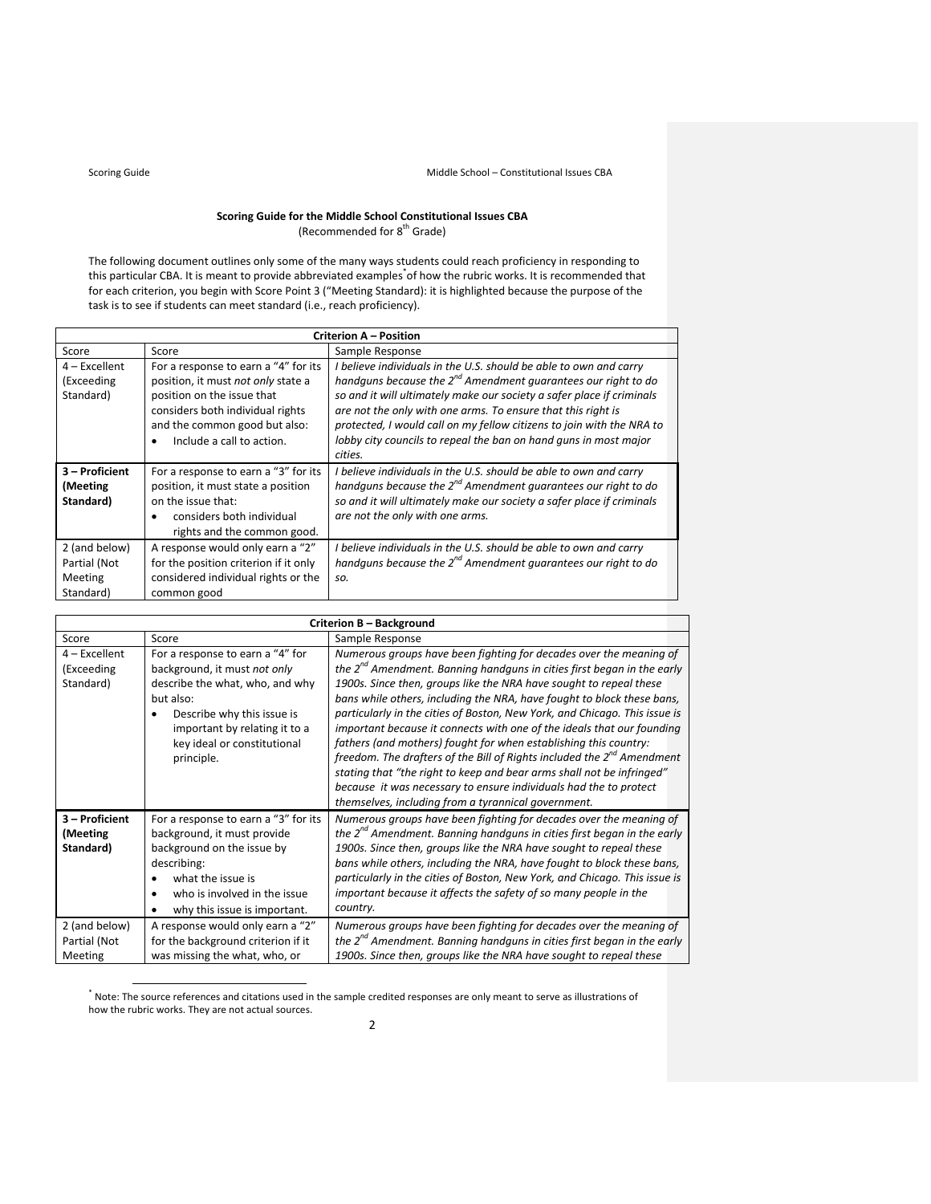## Scoring Guide for the Middle School Constitutional Issues CBA

(Recommended for 8th Grade)

The following document outlines only some of the many ways students could reach proficiency in responding to this particular CBA. It is meant to provide abbreviated examples[*] of how the rubric works. It is recommended that for each criterion, you begin with Score Point 3 ("Meeting Standard): it is highlighted because the purpose of the task is to see if students can meet standard (i.e., reach proficiency).

| **Criterion A – Position** | | |
|---|---|---|
| Score | Score | Sample Response |
| 4 – Excellent (Exceeding Standard) | For a response to earn a "4" for its position, it must *not only* state a position on the issue that considers both individual rights and the common good but also:<br>• Include a call to action. | *I believe individuals in the U.S. should be able to own and carry handguns because the 2nd Amendment guarantees our right to do so and it will ultimately make our society a safer place if criminals are not the only with one arms. To ensure that this right is protected, I would call on my fellow citizens to join with the NRA to lobby city councils to repeal the ban on hand guns in most major cities.* |
| **3 – Proficient (Meeting Standard)** | For a response to earn a "3" for its position, it must state a position on the issue that:<br>• considers both individual rights and the common good. | *I believe individuals in the U.S. should be able to own and carry handguns because the 2nd Amendment guarantees our right to do so and it will ultimately make our society a safer place if criminals are not the only with one arms.* |
| 2 (and below) Partial (Not Meeting Standard) | A response would only earn a "2" for the position criterion if it only considered individual rights or the common good | *I believe individuals in the U.S. should be able to own and carry handguns because the 2nd Amendment guarantees our right to do so.* |

| **Criterion B – Background** | | |
|---|---|---|
| Score | Score | Sample Response |
| 4 – Excellent (Exceeding Standard) | For a response to earn a "4" for background, it must *not only* describe the what, who, and why but also:<br>• Describe why this issue is important by relating it to a key ideal or constitutional principle. | *Numerous groups have been fighting for decades over the meaning of the 2nd Amendment. Banning handguns in cities first began in the early 1900s. Since then, groups like the NRA have sought to repeal these bans while others, including the NRA, have fought to block these bans, particularly in the cities of Boston, New York, and Chicago. This issue is important because it connects with one of the ideals that our founding fathers (and mothers) fought for when establishing this country: freedom. The drafters of the Bill of Rights included the 2nd Amendment stating that "the right to keep and bear arms shall not be infringed" because it was necessary to ensure individuals had the to protect themselves, including from a tyrannical government.* |
| **3 – Proficient (Meeting Standard)** | For a response to earn a "3" for its background, it must provide background on the issue by describing:<br>• what the issue is<br>• who is involved in the issue<br>• why this issue is important. | *Numerous groups have been fighting for decades over the meaning of the 2nd Amendment. Banning handguns in cities first began in the early 1900s. Since then, groups like the NRA have sought to repeal these bans while others, including the NRA, have fought to block these bans, particularly in the cities of Boston, New York, and Chicago. This issue is important because it affects the safety of so many people in the country.* |
| 2 (and below) Partial (Not Meeting | A response would only earn a "2" for the background criterion if it was missing the what, who, or | *Numerous groups have been fighting for decades over the meaning of the 2nd Amendment. Banning handguns in cities first began in the early 1900s. Since then, groups like the NRA have sought to repeal these* |

[*] Note: The source references and citations used in the sample credited responses are only meant to serve as illustrations of how the rubric works. They are not actual sources.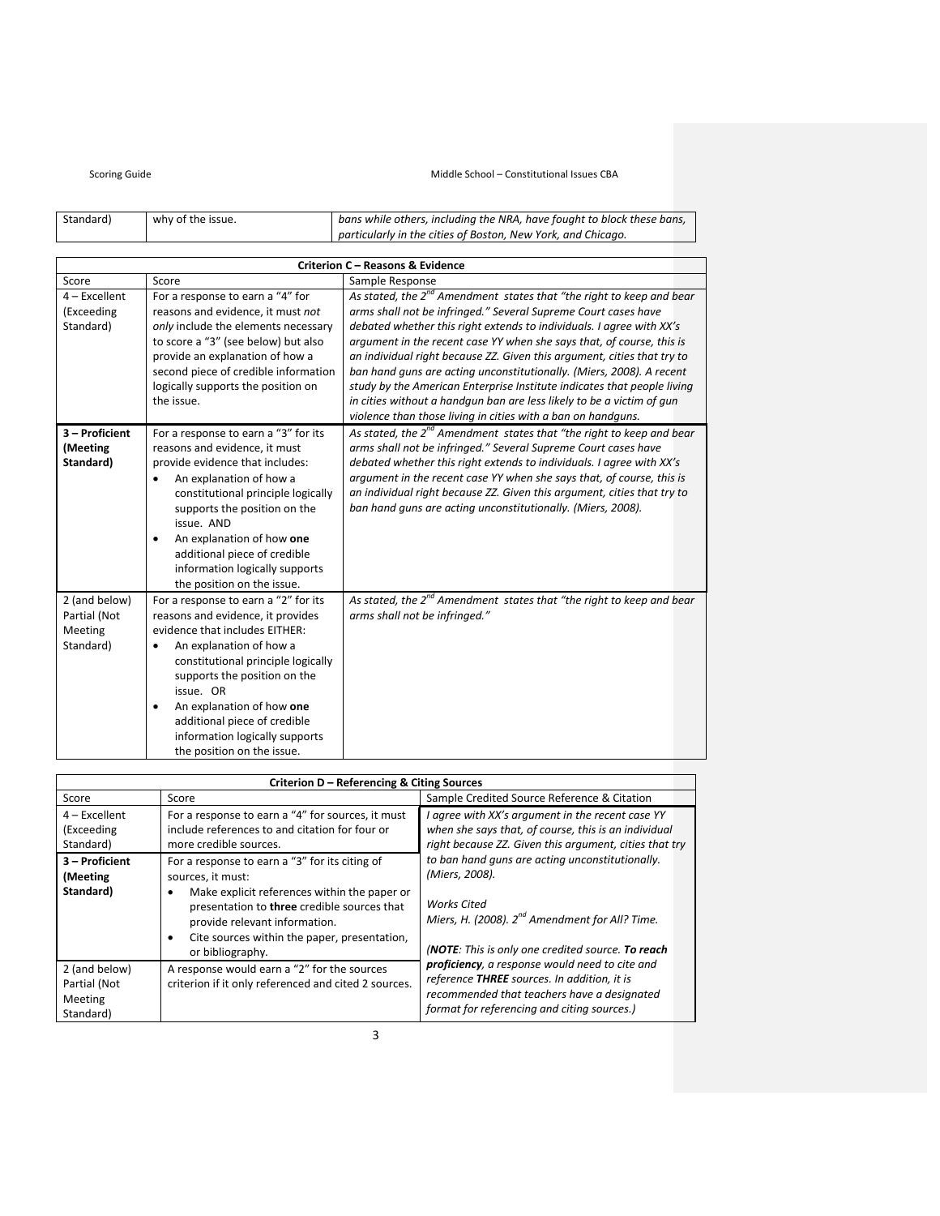| Standard) | why of the issue. | *bans while others, including the NRA, have fought to block these bans, particularly in the cities of Boston, New York, and Chicago.* |
|---|---|---|

| Criterion C – Reasons & Evidence | | |
|---|---|---|
| Score | Score | Sample Response |
| 4 – Excellent (Exceeding Standard) | For a response to earn a "4" for reasons and evidence, it must *not only* include the elements necessary to score a "3" (see below) but also provide an explanation of how a second piece of credible information logically supports the position on the issue. | *As stated, the 2nd Amendment states that "the right to keep and bear arms shall not be infringed." Several Supreme Court cases have debated whether this right extends to individuals. I agree with XX's argument in the recent case YY when she says that, of course, this is an individual right because ZZ. Given this argument, cities that try to ban hand guns are acting unconstitutionally. (Miers, 2008). A recent study by the American Enterprise Institute indicates that people living in cities without a handgun ban are less likely to be a victim of gun violence than those living in cities with a ban on handguns.* |
| **3 – Proficient (Meeting Standard)** | For a response to earn a "3" for its reasons and evidence, it must provide evidence that includes: <br>• An explanation of how a constitutional principle logically supports the position on the issue. AND <br>• An explanation of how **one** additional piece of credible information logically supports the position on the issue. | *As stated, the 2nd Amendment states that "the right to keep and bear arms shall not be infringed." Several Supreme Court cases have debated whether this right extends to individuals. I agree with XX's argument in the recent case YY when she says that, of course, this is an individual right because ZZ. Given this argument, cities that try to ban hand guns are acting unconstitutionally. (Miers, 2008).* |
| 2 (and below) Partial (Not Meeting Standard) | For a response to earn a "2" for its reasons and evidence, it provides evidence that includes EITHER: <br>• An explanation of how a constitutional principle logically supports the position on the issue. OR <br>• An explanation of how **one** additional piece of credible information logically supports the position on the issue. | *As stated, the 2nd Amendment states that "the right to keep and bear arms shall not be infringed."* |

| Criterion D – Referencing & Citing Sources | | |
|---|---|---|
| Score | Score | Sample Credited Source Reference & Citation |
| 4 – Excellent (Exceeding Standard) | For a response to earn a "4" for sources, it must include references to and citation for four or more credible sources. | *I agree with XX's argument in the recent case YY when she says that, of course, this is an individual right because ZZ. Given this argument, cities that try to ban hand guns are acting unconstitutionally. (Miers, 2008).* <br><br>*Works Cited* <br>*Miers, H. (2008). 2nd Amendment for All? Time.* <br><br>*(**NOTE**: This is only one credited source. **To reach proficiency**, a response would need to cite and reference **THREE** sources. In addition, it is recommended that teachers have a designated format for referencing and citing sources.)* |
| **3 – Proficient (Meeting Standard)** | For a response to earn a "3" for its citing of sources, it must: <br>• Make explicit references within the paper or presentation to **three** credible sources that provide relevant information. <br>• Cite sources within the paper, presentation, or bibliography. | |
| 2 (and below) Partial (Not Meeting Standard) | A response would earn a "2" for the sources criterion if it only referenced and cited 2 sources. | |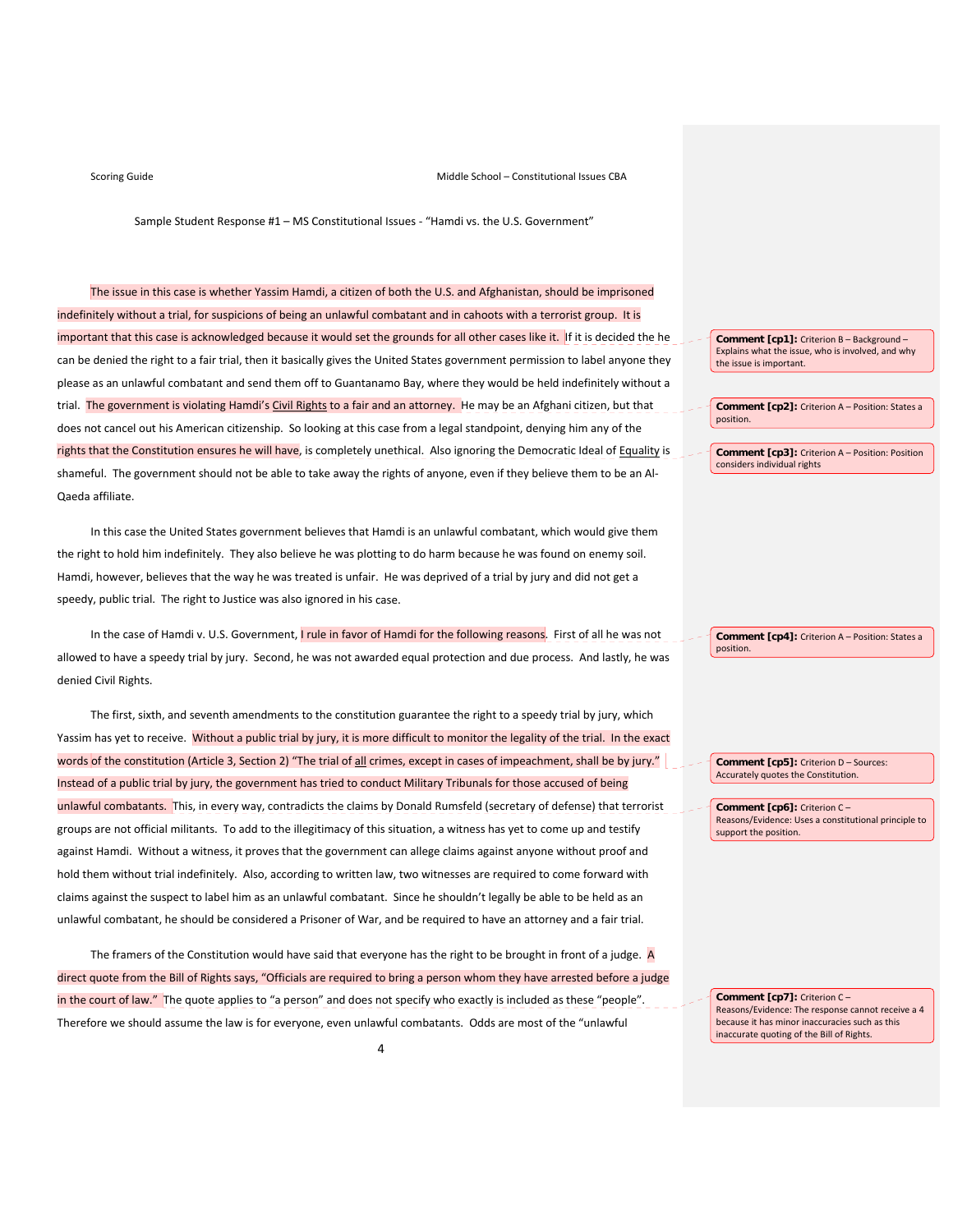Sample Student Response #1 – MS Constitutional Issues - "Hamdi vs. the U.S. Government"

The issue in this case is whether Yassim Hamdi, a citizen of both the U.S. and Afghanistan, should be imprisoned indefinitely without a trial, for suspicions of being an unlawful combatant and in cahoots with a terrorist group. It is important that this case is acknowledged because it would set the grounds for all other cases like it. If it is decided the he can be denied the right to a fair trial, then it basically gives the United States government permission to label anyone they please as an unlawful combatant and send them off to Guantanamo Bay, where they would be held indefinitely without a trial. The government is violating Hamdi's Civil Rights to a fair and an attorney. He may be an Afghani citizen, but that does not cancel out his American citizenship. So looking at this case from a legal standpoint, denying him any of the rights that the Constitution ensures he will have, is completely unethical. Also ignoring the Democratic Ideal of Equality is shameful. The government should not be able to take away the rights of anyone, even if they believe them to be an Al-Qaeda affiliate.

In this case the United States government believes that Hamdi is an unlawful combatant, which would give them the right to hold him indefinitely. They also believe he was plotting to do harm because he was found on enemy soil. Hamdi, however, believes that the way he was treated is unfair. He was deprived of a trial by jury and did not get a speedy, public trial. The right to Justice was also ignored in his case.

In the case of Hamdi v. U.S. Government, I rule in favor of Hamdi for the following reasons. First of all he was not allowed to have a speedy trial by jury. Second, he was not awarded equal protection and due process. And lastly, he was denied Civil Rights.

The first, sixth, and seventh amendments to the constitution guarantee the right to a speedy trial by jury, which Yassim has yet to receive. Without a public trial by jury, it is more difficult to monitor the legality of the trial. In the exact words of the constitution (Article 3, Section 2) "The trial of all crimes, except in cases of impeachment, shall be by jury." Instead of a public trial by jury, the government has tried to conduct Military Tribunals for those accused of being unlawful combatants. This, in every way, contradicts the claims by Donald Rumsfeld (secretary of defense) that terrorist groups are not official militants. To add to the illegitimacy of this situation, a witness has yet to come up and testify against Hamdi. Without a witness, it proves that the government can allege claims against anyone without proof and hold them without trial indefinitely. Also, according to written law, two witnesses are required to come forward with claims against the suspect to label him as an unlawful combatant. Since he shouldn't legally be able to be held as an unlawful combatant, he should be considered a Prisoner of War, and be required to have an attorney and a fair trial.

The framers of the Constitution would have said that everyone has the right to be brought in front of a judge. A direct quote from the Bill of Rights says, "Officials are required to bring a person whom they have arrested before a judge in the court of law." The quote applies to "a person" and does not specify who exactly is included as these "people". Therefore we should assume the law is for everyone, even unlawful combatants. Odds are most of the "unlawful

**Comment [cp1]:** Criterion B – Background – Explains what the issue, who is involved, and why the issue is important.

**Comment [cp2]:** Criterion A – Position: States a position.

**Comment [cp3]:** Criterion A – Position: Position considers individual rights

**Comment [cp4]:** Criterion A – Position: States a position.

**Comment [cp5]:** Criterion D – Sources: Accurately quotes the Constitution.

**Comment [cp6]:** Criterion C – Reasons/Evidence: Uses a constitutional principle to support the position.

**Comment [cp7]:** Criterion C – Reasons/Evidence: The response cannot receive a 4 because it has minor inaccuracies such as this inaccurate quoting of the Bill of Rights.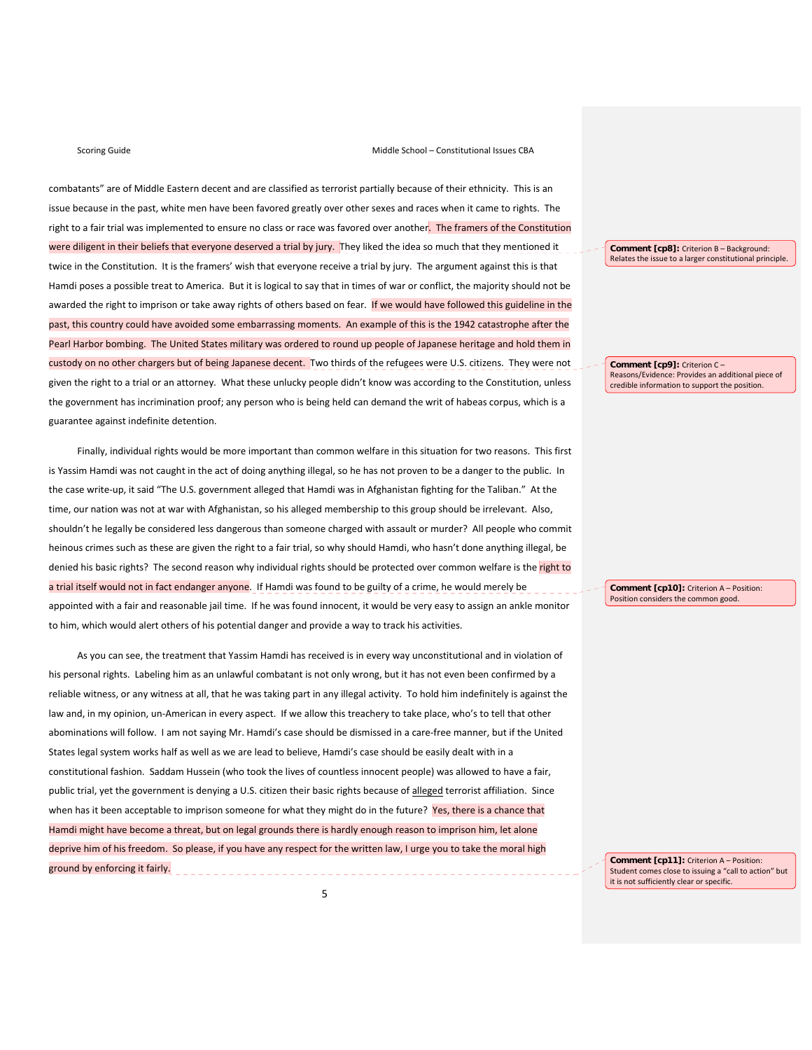combatants" are of Middle Eastern decent and are classified as terrorist partially because of their ethnicity. This is an issue because in the past, white men have been favored greatly over other sexes and races when it came to rights. The right to a fair trial was implemented to ensure no class or race was favored over another. The framers of the Constitution were diligent in their beliefs that everyone deserved a trial by jury. They liked the idea so much that they mentioned it twice in the Constitution. It is the framers' wish that everyone receive a trial by jury. The argument against this is that Hamdi poses a possible treat to America. But it is logical to say that in times of war or conflict, the majority should not be awarded the right to imprison or take away rights of others based on fear. If we would have followed this guideline in the past, this country could have avoided some embarrassing moments. An example of this is the 1942 catastrophe after the Pearl Harbor bombing. The United States military was ordered to round up people of Japanese heritage and hold them in custody on no other chargers but of being Japanese decent. Two thirds of the refugees were U.S. citizens. They were not given the right to a trial or an attorney. What these unlucky people didn't know was according to the Constitution, unless the government has incrimination proof; any person who is being held can demand the writ of habeas corpus, which is a guarantee against indefinite detention.

Finally, individual rights would be more important than common welfare in this situation for two reasons. This first is Yassim Hamdi was not caught in the act of doing anything illegal, so he has not proven to be a danger to the public. In the case write-up, it said "The U.S. government alleged that Hamdi was in Afghanistan fighting for the Taliban." At the time, our nation was not at war with Afghanistan, so his alleged membership to this group should be irrelevant. Also, shouldn't he legally be considered less dangerous than someone charged with assault or murder? All people who commit heinous crimes such as these are given the right to a fair trial, so why should Hamdi, who hasn't done anything illegal, be denied his basic rights? The second reason why individual rights should be protected over common welfare is the right to a trial itself would not in fact endanger anyone. If Hamdi was found to be guilty of a crime, he would merely be appointed with a fair and reasonable jail time. If he was found innocent, it would be very easy to assign an ankle monitor to him, which would alert others of his potential danger and provide a way to track his activities.

As you can see, the treatment that Yassim Hamdi has received is in every way unconstitutional and in violation of his personal rights. Labeling him as an unlawful combatant is not only wrong, but it has not even been confirmed by a reliable witness, or any witness at all, that he was taking part in any illegal activity. To hold him indefinitely is against the law and, in my opinion, un-American in every aspect. If we allow this treachery to take place, who's to tell that other abominations will follow. I am not saying Mr. Hamdi's case should be dismissed in a care-free manner, but if the United States legal system works half as well as we are lead to believe, Hamdi's case should be easily dealt with in a constitutional fashion. Saddam Hussein (who took the lives of countless innocent people) was allowed to have a fair, public trial, yet the government is denying a U.S. citizen their basic rights because of alleged terrorist affiliation. Since when has it been acceptable to imprison someone for what they might do in the future? Yes, there is a chance that Hamdi might have become a threat, but on legal grounds there is hardly enough reason to imprison him, let alone deprive him of his freedom. So please, if you have any respect for the written law, I urge you to take the moral high ground by enforcing it fairly.

**Comment [cp8]:** Criterion B – Background: Relates the issue to a larger constitutional principle.

**Comment [cp9]:** Criterion C – Reasons/Evidence: Provides an additional piece of credible information to support the position.

**Comment [cp10]:** Criterion A – Position: Position considers the common good.

**Comment [cp11]:** Criterion A – Position: Student comes close to issuing a "call to action" but it is not sufficiently clear or specific.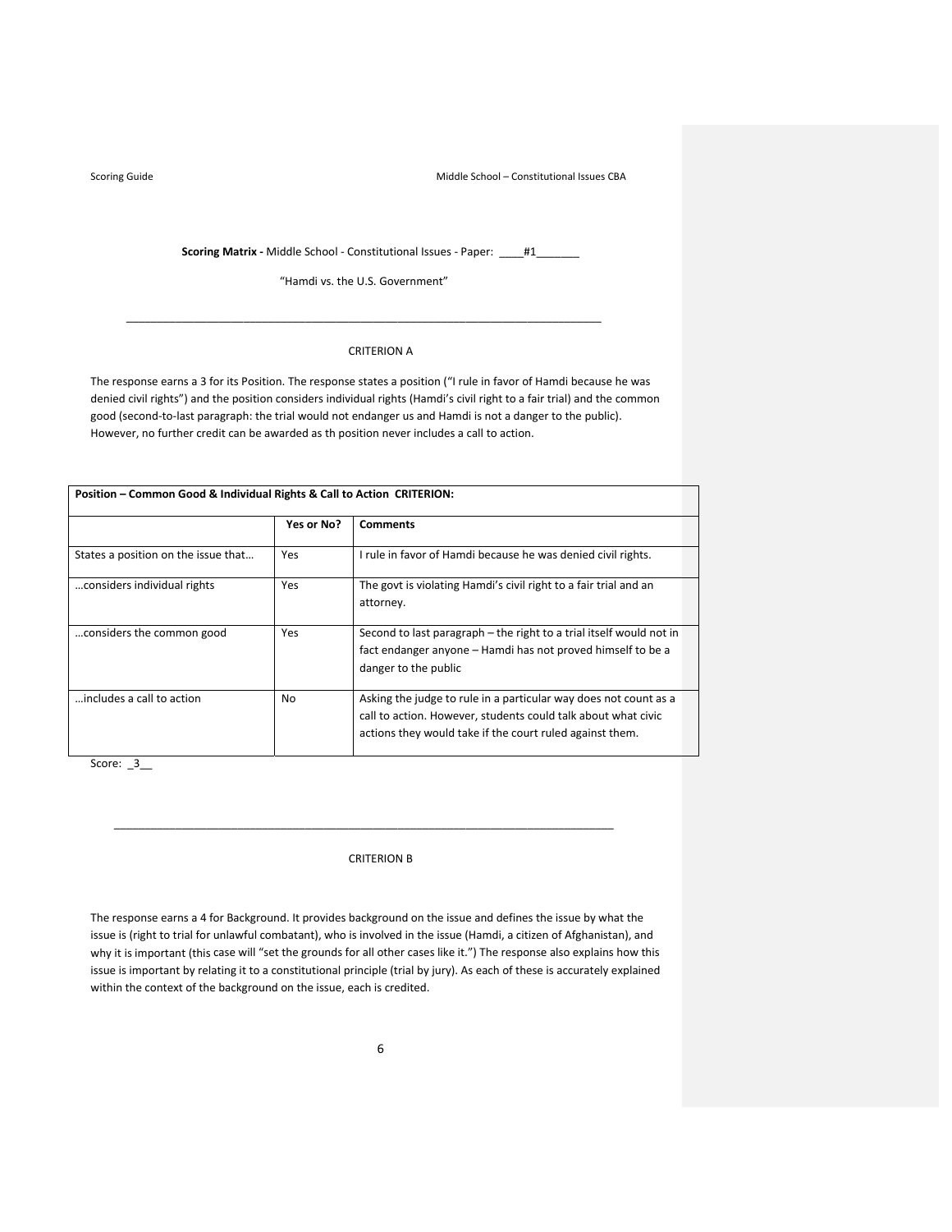**Scoring Matrix -** Middle School - Constitutional Issues - Paper: ____#1_______

"Hamdi vs. the U.S. Government"

---

CRITERION A

The response earns a 3 for its Position. The response states a position ("I rule in favor of Hamdi because he was denied civil rights") and the position considers individual rights (Hamdi's civil right to a fair trial) and the common good (second-to-last paragraph: the trial would not endanger us and Hamdi is not a danger to the public). However, no further credit can be awarded as th position never includes a call to action.

| **Position – Common Good & Individual Rights & Call to Action CRITERION:** | | |
|---|---|---|
| | **Yes or No?** | **Comments** |
| States a position on the issue that… | Yes | I rule in favor of Hamdi because he was denied civil rights. |
| …considers individual rights | Yes | The govt is violating Hamdi's civil right to a fair trial and an attorney. |
| …considers the common good | Yes | Second to last paragraph – the right to a trial itself would not in fact endanger anyone – Hamdi has not proved himself to be a danger to the public |
| …includes a call to action | No | Asking the judge to rule in a particular way does not count as a call to action. However, students could talk about what civic actions they would take if the court ruled against them. |

Score: _3__

---

CRITERION B

The response earns a 4 for Background. It provides background on the issue and defines the issue by what the issue is (right to trial for unlawful combatant), who is involved in the issue (Hamdi, a citizen of Afghanistan), and why it is important (this case will "set the grounds for all other cases like it.") The response also explains how this issue is important by relating it to a constitutional principle (trial by jury). As each of these is accurately explained within the context of the background on the issue, each is credited.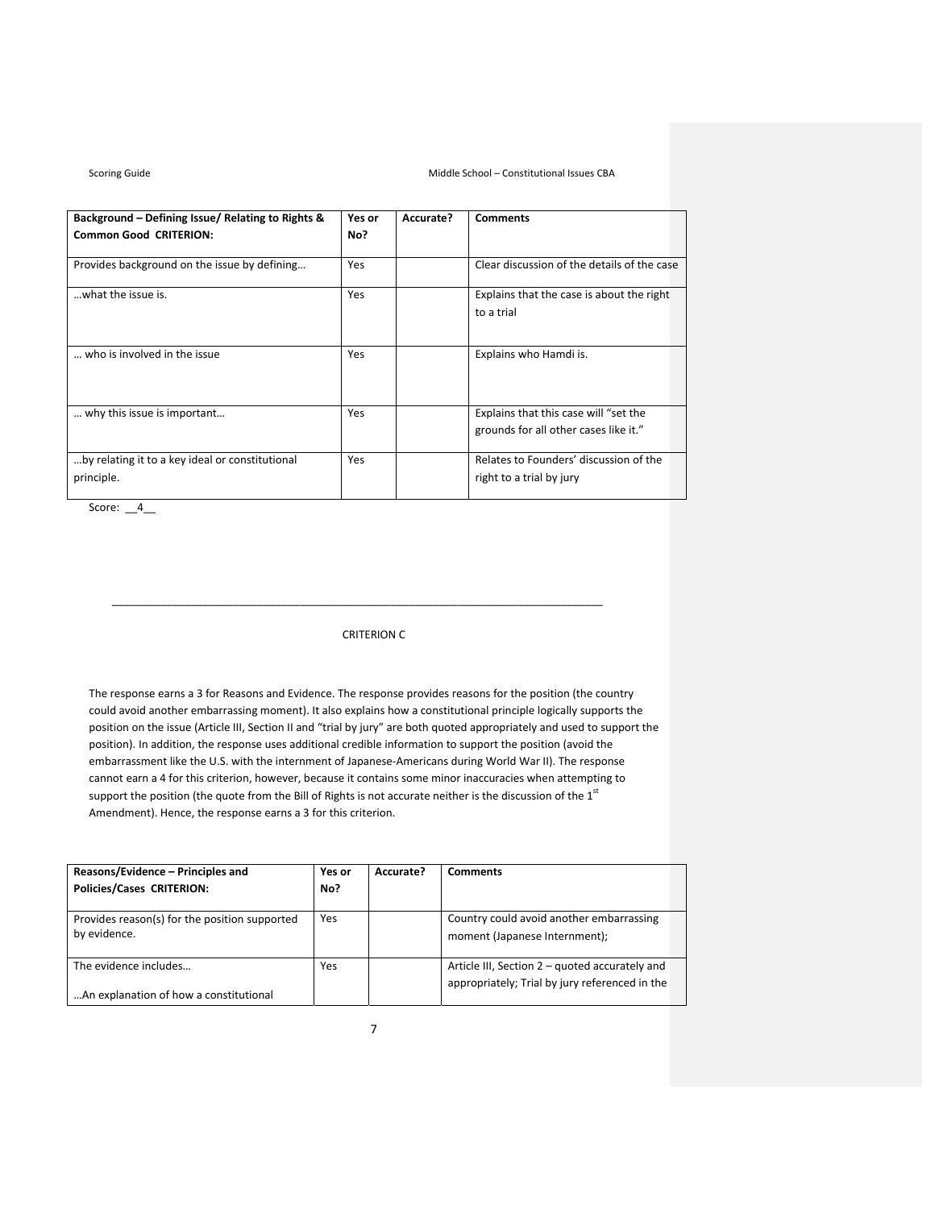| Background – Defining Issue/ Relating to Rights & Common Good CRITERION: | Yes or No? | Accurate? | Comments |
|---|---|---|---|
| Provides background on the issue by defining… | Yes | | Clear discussion of the details of the case |
| …what the issue is. | Yes | | Explains that the case is about the right to a trial |
| … who is involved in the issue | Yes | | Explains who Hamdi is. |
| … why this issue is important… | Yes | | Explains that this case will "set the grounds for all other cases like it." |
| …by relating it to a key ideal or constitutional principle. | Yes | | Relates to Founders' discussion of the right to a trial by jury |

Score: __4__

---

CRITERION C

The response earns a 3 for Reasons and Evidence. The response provides reasons for the position (the country could avoid another embarrassing moment). It also explains how a constitutional principle logically supports the position on the issue (Article III, Section II and "trial by jury" are both quoted appropriately and used to support the position). In addition, the response uses additional credible information to support the position (avoid the embarrassment like the U.S. with the internment of Japanese-Americans during World War II). The response cannot earn a 4 for this criterion, however, because it contains some minor inaccuracies when attempting to support the position (the quote from the Bill of Rights is not accurate neither is the discussion of the 1st Amendment). Hence, the response earns a 3 for this criterion.

| Reasons/Evidence – Principles and Policies/Cases CRITERION: | Yes or No? | Accurate? | Comments |
|---|---|---|---|
| Provides reason(s) for the position supported by evidence. | Yes | | Country could avoid another embarrassing moment (Japanese Internment); |
| The evidence includes… <br> …An explanation of how a constitutional | Yes | | Article III, Section 2 – quoted accurately and appropriately; Trial by jury referenced in the |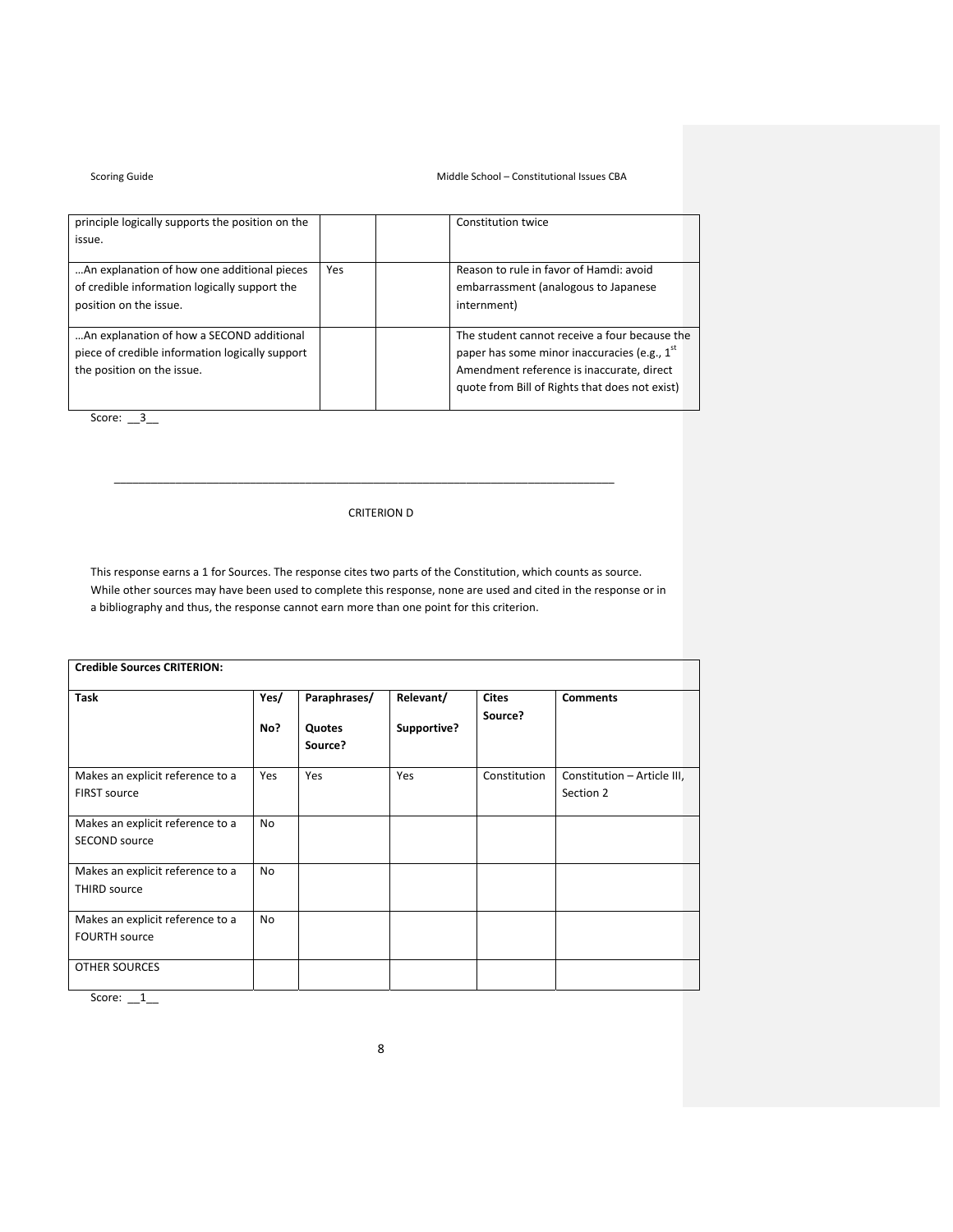| | | | |
|---|---|---|---|
| principle logically supports the position on the issue. | | | Constitution twice |
| …An explanation of how one additional pieces of credible information logically support the position on the issue. | Yes | | Reason to rule in favor of Hamdi: avoid embarrassment (analogous to Japanese internment) |
| …An explanation of how a SECOND additional piece of credible information logically support the position on the issue. | | | The student cannot receive a four because the paper has some minor inaccuracies (e.g., 1st Amendment reference is inaccurate, direct quote from Bill of Rights that does not exist) |

Score: __3__

---

CRITERION D

This response earns a 1 for Sources. The response cites two parts of the Constitution, which counts as source. While other sources may have been used to complete this response, none are used and cited in the response or in a bibliography and thus, the response cannot earn more than one point for this criterion.

| **Credible Sources CRITERION:** | | | | | |
|---|---|---|---|---|---|
| **Task** | **Yes/ No?** | **Paraphrases/ Quotes Source?** | **Relevant/ Supportive?** | **Cites Source?** | **Comments** |
| Makes an explicit reference to a FIRST source | Yes | Yes | Yes | Constitution | Constitution – Article III, Section 2 |
| Makes an explicit reference to a SECOND source | No | | | | |
| Makes an explicit reference to a THIRD source | No | | | | |
| Makes an explicit reference to a FOURTH source | No | | | | |
| OTHER SOURCES | | | | | |

Score: __1__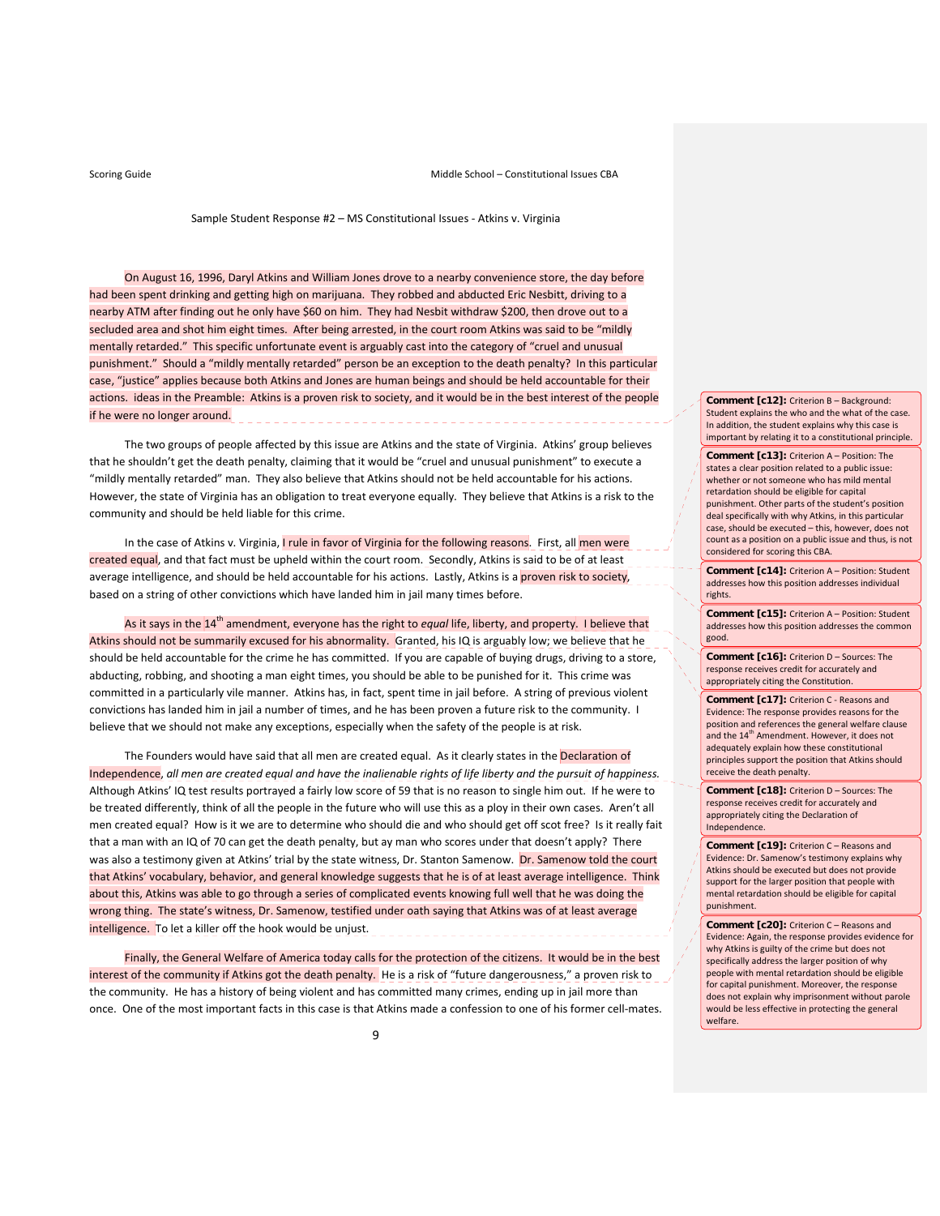Sample Student Response #2 – MS Constitutional Issues - Atkins v. Virginia

On August 16, 1996, Daryl Atkins and William Jones drove to a nearby convenience store, the day before had been spent drinking and getting high on marijuana. They robbed and abducted Eric Nesbitt, driving to a nearby ATM after finding out he only have $60 on him. They had Nesbit withdraw $200, then drove out to a secluded area and shot him eight times. After being arrested, in the court room Atkins was said to be "mildly mentally retarded." This specific unfortunate event is arguably cast into the category of "cruel and unusual punishment." Should a "mildly mentally retarded" person be an exception to the death penalty? In this particular case, "justice" applies because both Atkins and Jones are human beings and should be held accountable for their actions. ideas in the Preamble: Atkins is a proven risk to society, and it would be in the best interest of the people if he were no longer around.

The two groups of people affected by this issue are Atkins and the state of Virginia. Atkins' group believes that he shouldn't get the death penalty, claiming that it would be "cruel and unusual punishment" to execute a "mildly mentally retarded" man. They also believe that Atkins should not be held accountable for his actions. However, the state of Virginia has an obligation to treat everyone equally. They believe that Atkins is a risk to the community and should be held liable for this crime.

In the case of Atkins v. Virginia, I rule in favor of Virginia for the following reasons. First, all men were created equal, and that fact must be upheld within the court room. Secondly, Atkins is said to be of at least average intelligence, and should be held accountable for his actions. Lastly, Atkins is a proven risk to society, based on a string of other convictions which have landed him in jail many times before.

As it says in the 14th amendment, everyone has the right to *equal* life, liberty, and property. I believe that Atkins should not be summarily excused for his abnormality. Granted, his IQ is arguably low; we believe that he should be held accountable for the crime he has committed. If you are capable of buying drugs, driving to a store, abducting, robbing, and shooting a man eight times, you should be able to be punished for it. This crime was committed in a particularly vile manner. Atkins has, in fact, spent time in jail before. A string of previous violent convictions has landed him in jail a number of times, and he has been proven a future risk to the community. I believe that we should not make any exceptions, especially when the safety of the people is at risk.

The Founders would have said that all men are created equal. As it clearly states in the Declaration of Independence, *all men are created equal and have the inalienable rights of life liberty and the pursuit of happiness.* Although Atkins' IQ test results portrayed a fairly low score of 59 that is no reason to single him out. If he were to be treated differently, think of all the people in the future who will use this as a ploy in their own cases. Aren't all men created equal? How is it we are to determine who should die and who should get off scot free? Is it really fait that a man with an IQ of 70 can get the death penalty, but ay man who scores under that doesn't apply? There was also a testimony given at Atkins' trial by the state witness, Dr. Stanton Samenow. Dr. Samenow told the court that Atkins' vocabulary, behavior, and general knowledge suggests that he is of at least average intelligence. Think about this, Atkins was able to go through a series of complicated events knowing full well that he was doing the wrong thing. The state's witness, Dr. Samenow, testified under oath saying that Atkins was of at least average intelligence. To let a killer off the hook would be unjust.

Finally, the General Welfare of America today calls for the protection of the citizens. It would be in the best interest of the community if Atkins got the death penalty. He is a risk of "future dangerousness," a proven risk to the community. He has a history of being violent and has committed many crimes, ending up in jail more than once. One of the most important facts in this case is that Atkins made a confession to one of his former cell-mates.

**Comment [c12]:** Criterion B – Background: Student explains the who and the what of the case. In addition, the student explains why this case is important by relating it to a constitutional principle.

**Comment [c13]:** Criterion A – Position: The states a clear position related to a public issue: whether or not someone who has mild mental retardation should be eligible for capital punishment. Other parts of the student's position deal specifically with why Atkins, in this particular case, should be executed – this, however, does not count as a position on a public issue and thus, is not considered for scoring this CBA.

**Comment [c14]:** Criterion A – Position: Student addresses how this position addresses individual rights.

**Comment [c15]:** Criterion A – Position: Student addresses how this position addresses the common good.

**Comment [c16]:** Criterion D – Sources: The response receives credit for accurately and appropriately citing the Constitution.

**Comment [c17]:** Criterion C - Reasons and Evidence: The response provides reasons for the position and references the general welfare clause and the 14th Amendment. However, it does not adequately explain how these constitutional principles support the position that Atkins should receive the death penalty.

**Comment [c18]:** Criterion D – Sources: The response receives credit for accurately and appropriately citing the Declaration of Independence.

**Comment [c19]:** Criterion C – Reasons and Evidence: Dr. Samenow's testimony explains why Atkins should be executed but does not provide support for the larger position that people with mental retardation should be eligible for capital punishment.

**Comment [c20]:** Criterion C – Reasons and Evidence: Again, the response provides evidence for why Atkins is guilty of the crime but does not specifically address the larger position of why people with mental retardation should be eligible for capital punishment. Moreover, the response does not explain why imprisonment without parole would be less effective in protecting the general welfare.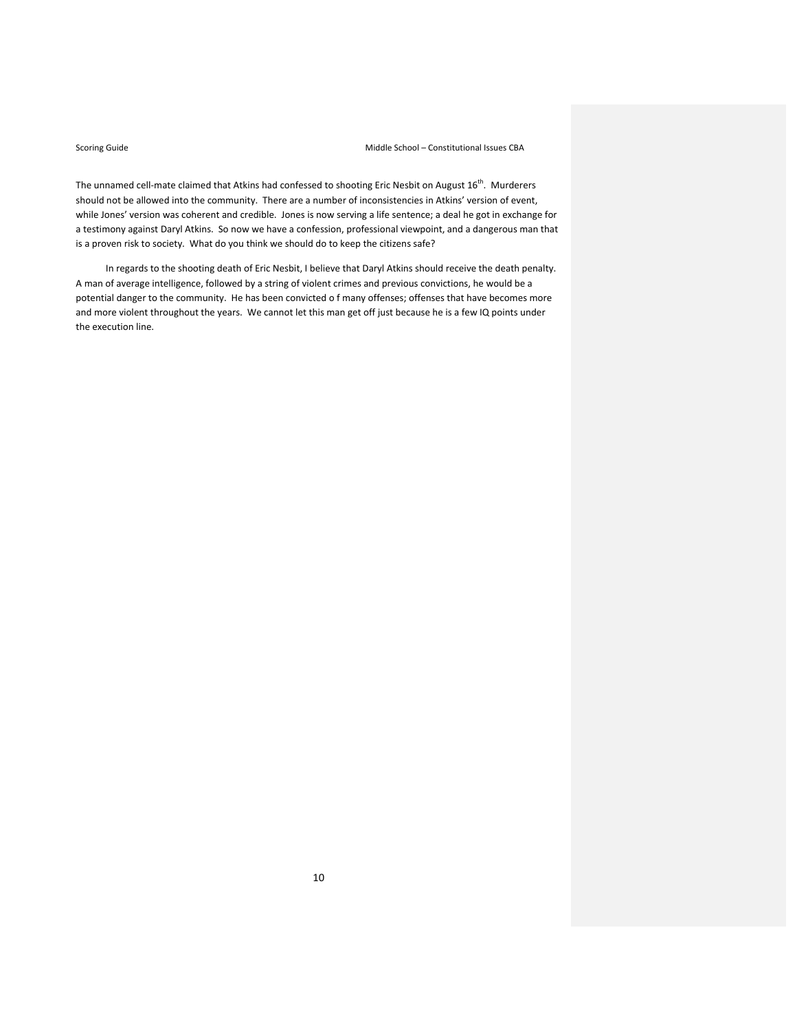The unnamed cell-mate claimed that Atkins had confessed to shooting Eric Nesbit on August 16th. Murderers should not be allowed into the community. There are a number of inconsistencies in Atkins' version of event, while Jones' version was coherent and credible. Jones is now serving a life sentence; a deal he got in exchange for a testimony against Daryl Atkins. So now we have a confession, professional viewpoint, and a dangerous man that is a proven risk to society. What do you think we should do to keep the citizens safe?

In regards to the shooting death of Eric Nesbit, I believe that Daryl Atkins should receive the death penalty. A man of average intelligence, followed by a string of violent crimes and previous convictions, he would be a potential danger to the community. He has been convicted o f many offenses; offenses that have becomes more and more violent throughout the years. We cannot let this man get off just because he is a few IQ points under the execution line.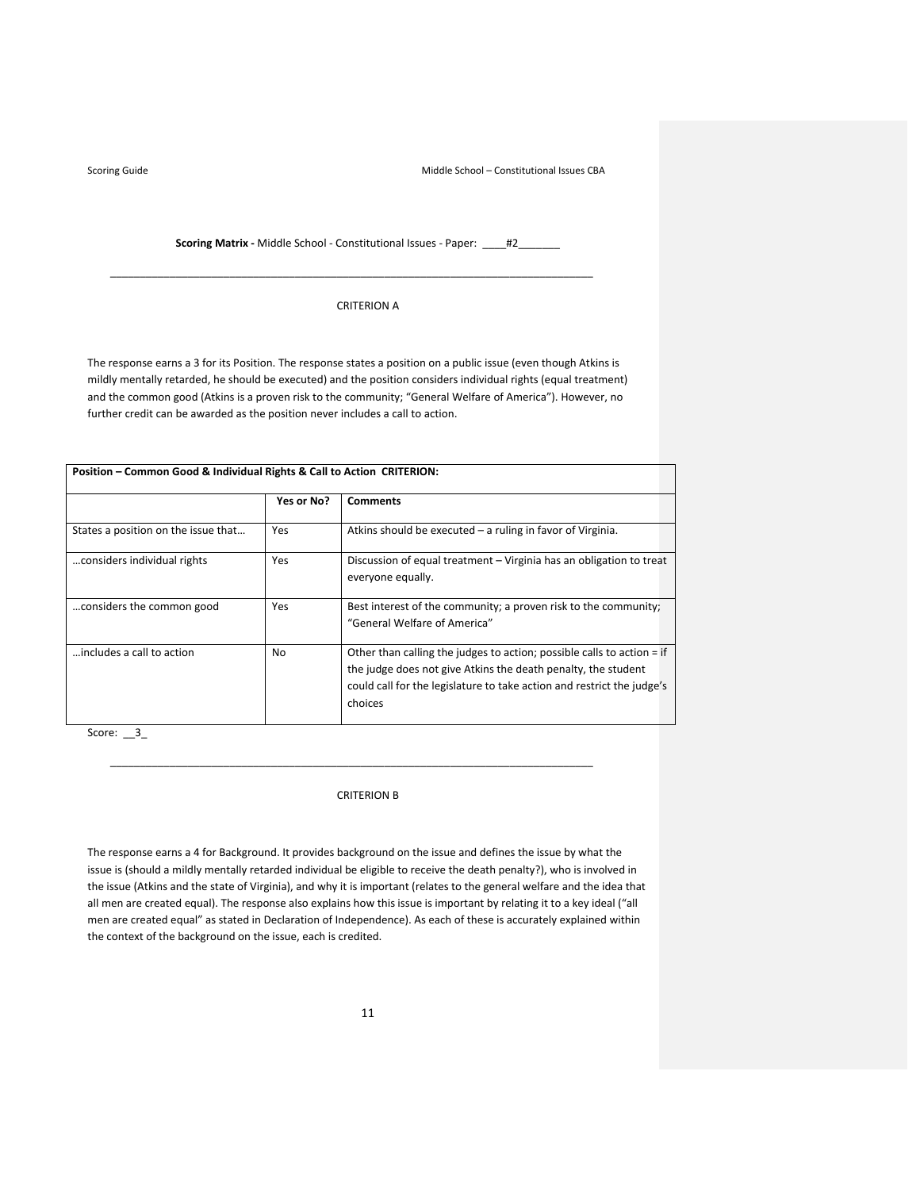**Scoring Matrix -** Middle School - Constitutional Issues - Paper: ____#2_______

---

CRITERION A

The response earns a 3 for its Position. The response states a position on a public issue (even though Atkins is mildly mentally retarded, he should be executed) and the position considers individual rights (equal treatment) and the common good (Atkins is a proven risk to the community; "General Welfare of America"). However, no further credit can be awarded as the position never includes a call to action.

| **Position – Common Good & Individual Rights & Call to Action CRITERION:** | | |
|---|---|---|
| | **Yes or No?** | **Comments** |
| States a position on the issue that… | Yes | Atkins should be executed – a ruling in favor of Virginia. |
| …considers individual rights | Yes | Discussion of equal treatment – Virginia has an obligation to treat everyone equally. |
| …considers the common good | Yes | Best interest of the community; a proven risk to the community; "General Welfare of America" |
| …includes a call to action | No | Other than calling the judges to action; possible calls to action = if the judge does not give Atkins the death penalty, the student could call for the legislature to take action and restrict the judge's choices |

Score: __3_

---

CRITERION B

The response earns a 4 for Background. It provides background on the issue and defines the issue by what the issue is (should a mildly mentally retarded individual be eligible to receive the death penalty?), who is involved in the issue (Atkins and the state of Virginia), and why it is important (relates to the general welfare and the idea that all men are created equal). The response also explains how this issue is important by relating it to a key ideal ("all men are created equal" as stated in Declaration of Independence). As each of these is accurately explained within the context of the background on the issue, each is credited.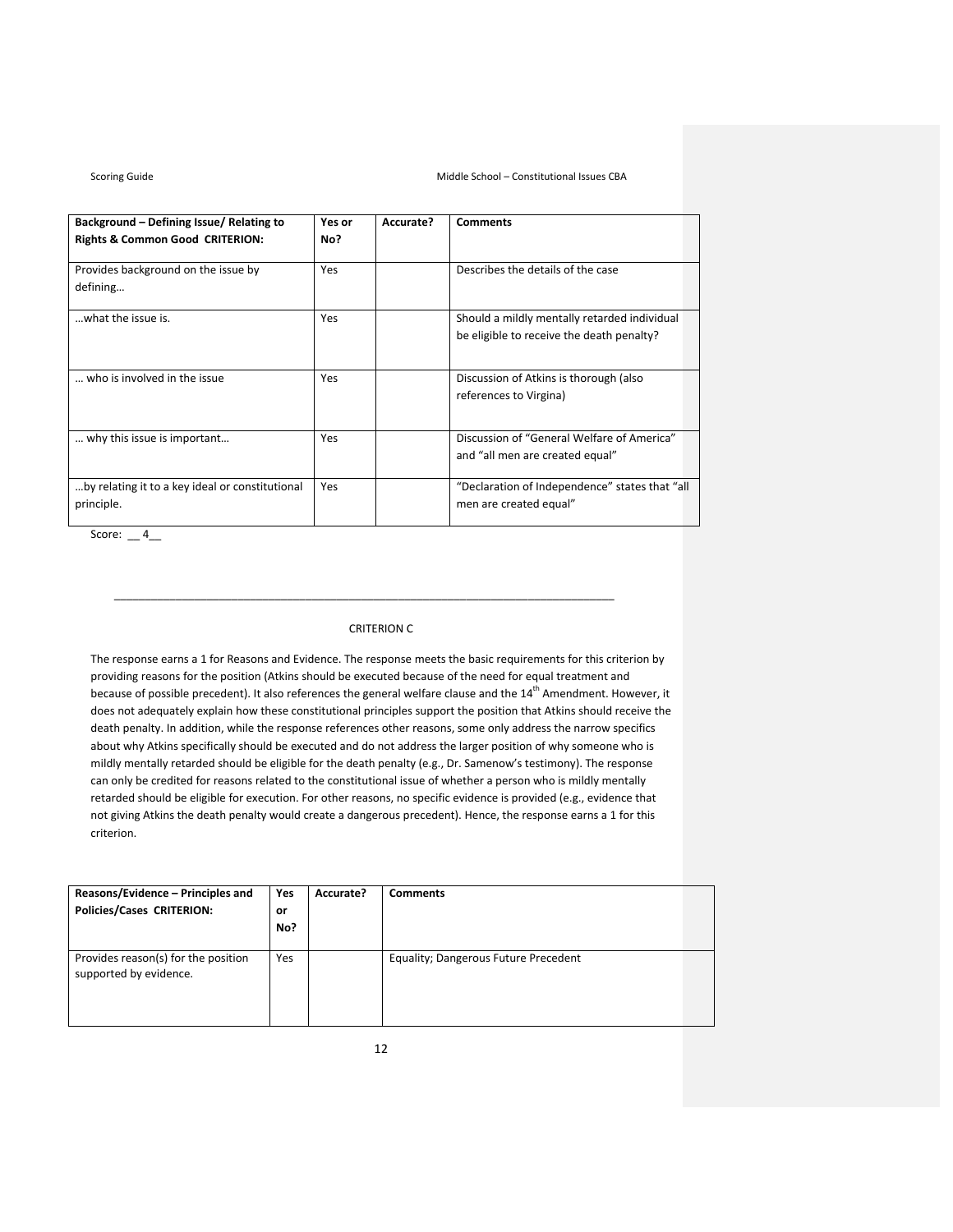| Background – Defining Issue/ Relating to Rights & Common Good CRITERION: | Yes or No? | Accurate? | Comments |
|---|---|---|---|
| Provides background on the issue by defining… | Yes | | Describes the details of the case |
| …what the issue is. | Yes | | Should a mildly mentally retarded individual be eligible to receive the death penalty? |
| … who is involved in the issue | Yes | | Discussion of Atkins is thorough (also references to Virgina) |
| … why this issue is important… | Yes | | Discussion of "General Welfare of America" and "all men are created equal" |
| …by relating it to a key ideal or constitutional principle. | Yes | | "Declaration of Independence" states that "all men are created equal" |

Score: __ 4__

---

CRITERION C

The response earns a 1 for Reasons and Evidence. The response meets the basic requirements for this criterion by providing reasons for the position (Atkins should be executed because of the need for equal treatment and because of possible precedent). It also references the general welfare clause and the 14th Amendment. However, it does not adequately explain how these constitutional principles support the position that Atkins should receive the death penalty. In addition, while the response references other reasons, some only address the narrow specifics about why Atkins specifically should be executed and do not address the larger position of why someone who is mildly mentally retarded should be eligible for the death penalty (e.g., Dr. Samenow's testimony). The response can only be credited for reasons related to the constitutional issue of whether a person who is mildly mentally retarded should be eligible for execution. For other reasons, no specific evidence is provided (e.g., evidence that not giving Atkins the death penalty would create a dangerous precedent). Hence, the response earns a 1 for this criterion.

| Reasons/Evidence – Principles and Policies/Cases CRITERION: | Yes or No? | Accurate? | Comments |
|---|---|---|---|
| Provides reason(s) for the position supported by evidence. | Yes | | Equality; Dangerous Future Precedent |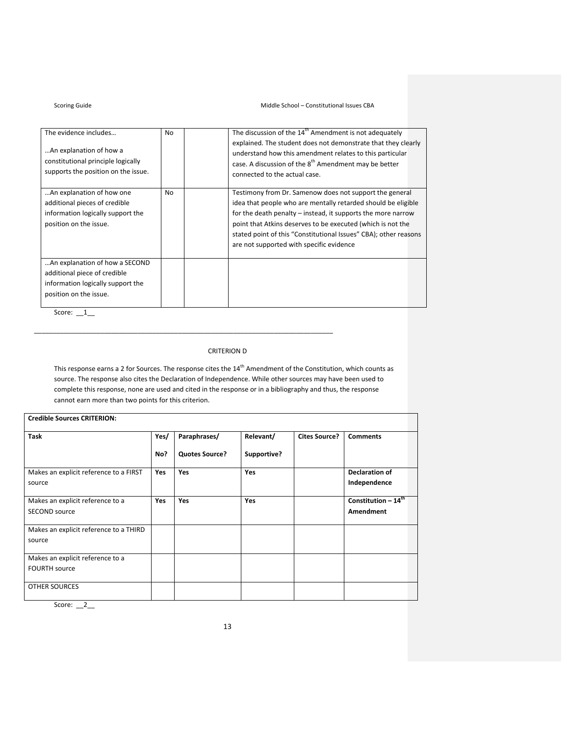| The evidence includes… | | | |
|---|---|---|---|
| …An explanation of how a constitutional principle logically supports the position on the issue. | No | | The discussion of the 14th Amendment is not adequately explained. The student does not demonstrate that they clearly understand how this amendment relates to this particular case. A discussion of the 8th Amendment may be better connected to the actual case. |
| …An explanation of how one additional pieces of credible information logically support the position on the issue. | No | | Testimony from Dr. Samenow does not support the general idea that people who are mentally retarded should be eligible for the death penalty – instead, it supports the more narrow point that Atkins deserves to be executed (which is not the stated point of this "Constitutional Issues" CBA); other reasons are not supported with specific evidence |
| …An explanation of how a SECOND additional piece of credible information logically support the position on the issue. | | | |

Score: __1__

---

CRITERION D

This response earns a 2 for Sources. The response cites the 14th Amendment of the Constitution, which counts as source. The response also cites the Declaration of Independence. While other sources may have been used to complete this response, none are used and cited in the response or in a bibliography and thus, the response cannot earn more than two points for this criterion.

| **Credible Sources CRITERION:** | | | | | |
|---|---|---|---|---|---|
| **Task** | **Yes/ No?** | **Paraphrases/ Quotes Source?** | **Relevant/ Supportive?** | **Cites Source?** | **Comments** |
| Makes an explicit reference to a FIRST source | **Yes** | **Yes** | **Yes** | | **Declaration of Independence** |
| Makes an explicit reference to a SECOND source | **Yes** | **Yes** | **Yes** | | **Constitution – 14th Amendment** |
| Makes an explicit reference to a THIRD source | | | | | |
| Makes an explicit reference to a FOURTH source | | | | | |
| OTHER SOURCES | | | | | |

Score: __2__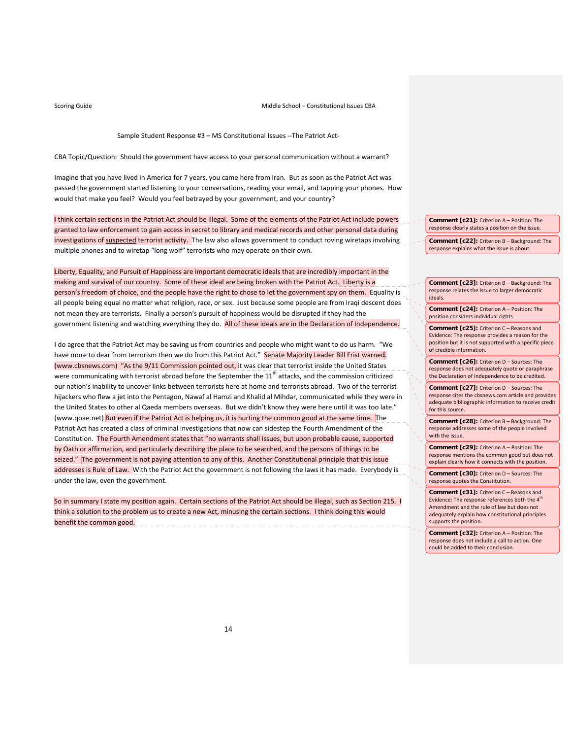Sample Student Response #3 – MS Constitutional Issues --The Patriot Act-

CBA Topic/Question: Should the government have access to your personal communication without a warrant?

Imagine that you have lived in America for 7 years, you came here from Iran. But as soon as the Patriot Act was passed the government started listening to your conversations, reading your email, and tapping your phones. How would that make you feel? Would you feel betrayed by your government, and your country?

I think certain sections in the Patriot Act should be illegal. Some of the elements of the Patriot Act include powers granted to law enforcement to gain access in secret to library and medical records and other personal data during investigations of <u>suspected</u> terrorist activity. The law also allows government to conduct roving wiretaps involving multiple phones and to wiretap "long wolf" terrorists who may operate on their own.

Liberty, Equality, and Pursuit of Happiness are important democratic ideals that are incredibly important in the making and survival of our country. Some of these ideal are being broken with the Patriot Act. Liberty is a person's freedom of choice, and the people have the right to chose to let the government spy on them. Equality is all people being equal no matter what religion, race, or sex. Just because some people are from Iraqi descent does not mean they are terrorists. Finally a person's pursuit of happiness would be disrupted if they had the government listening and watching everything they do. All of these ideals are in the Declaration of Independence.

I do agree that the Patriot Act may be saving us from countries and people who might want to do us harm. "We have more to dear from terrorism then we do from this Patriot Act." Senate Majority Leader Bill Frist warned. (www.cbsnews.com) "As the 9/11 Commission pointed out, it was clear that terrorist inside the United States were communicating with terrorist abroad before the September the 11th attacks, and the commission criticized our nation's inability to uncover links between terrorists here at home and terrorists abroad. Two of the terrorist hijackers who flew a jet into the Pentagon, Nawaf al Hamzi and Khalid al Mihdar, communicated while they were in the United States to other al Qaeda members overseas. But we didn't know they were here until it was too late." (www.qoae.net) But even if the Patriot Act is helping us, it is hurting the common good at the same time. The Patriot Act has created a class of criminal investigations that now can sidestep the Fourth Amendment of the Constitution. The Fourth Amendment states that "no warrants shall issues, but upon probable cause, supported by Oath or affirmation, and particularly describing the place to be searched, and the persons of things to be seized." The government is not paying attention to any of this. Another Constitutional principle that this issue addresses is Rule of Law. With the Patriot Act the government is not following the laws it has made. Everybody is under the law, even the government.

So in summary I state my position again. Certain sections of the Patriot Act should be illegal, such as Section 215. I think a solution to the problem us to create a new Act, minusing the certain sections. I think doing this would benefit the common good.

**Comment [c21]:** Criterion A – Position: The response clearly states a position on the issue.

**Comment [c22]:** Criterion B – Background: The response explains what the issue is about.

**Comment [c23]:** Criterion B – Background: The response relates the issue to larger democratic ideals.

**Comment [c24]:** Criterion A – Position: The position considers individual rights.

**Comment [c25]:** Criterion C – Reasons and Evidence: The response provides a reason for the position but it is not supported with a specific piece of credible information.

**Comment [c26]:** Criterion D – Sources: The response does not adequately quote or paraphrase the Declaration of Independence to be credited.

**Comment [c27]:** Criterion D – Sources: The response cites the cbsnews.com article and provides adequate bibliographic information to receive credit for this source.

**Comment [c28]:** Criterion B – Background: The response addresses some of the people involved with the issue.

**Comment [c29]:** Criterion A – Position: The response mentions the common good but does not explain clearly how it connects with the position.

**Comment [c30]:** Criterion D – Sources: The response quotes the Constitution.

**Comment [c31]:** Criterion C – Reasons and Evidence: The response references both the 4th Amendment and the rule of law but does not adequately explain how constitutional principles supports the position.

**Comment [c32]:** Criterion A – Position: The response does not include a call to action. One could be added to their conclusion.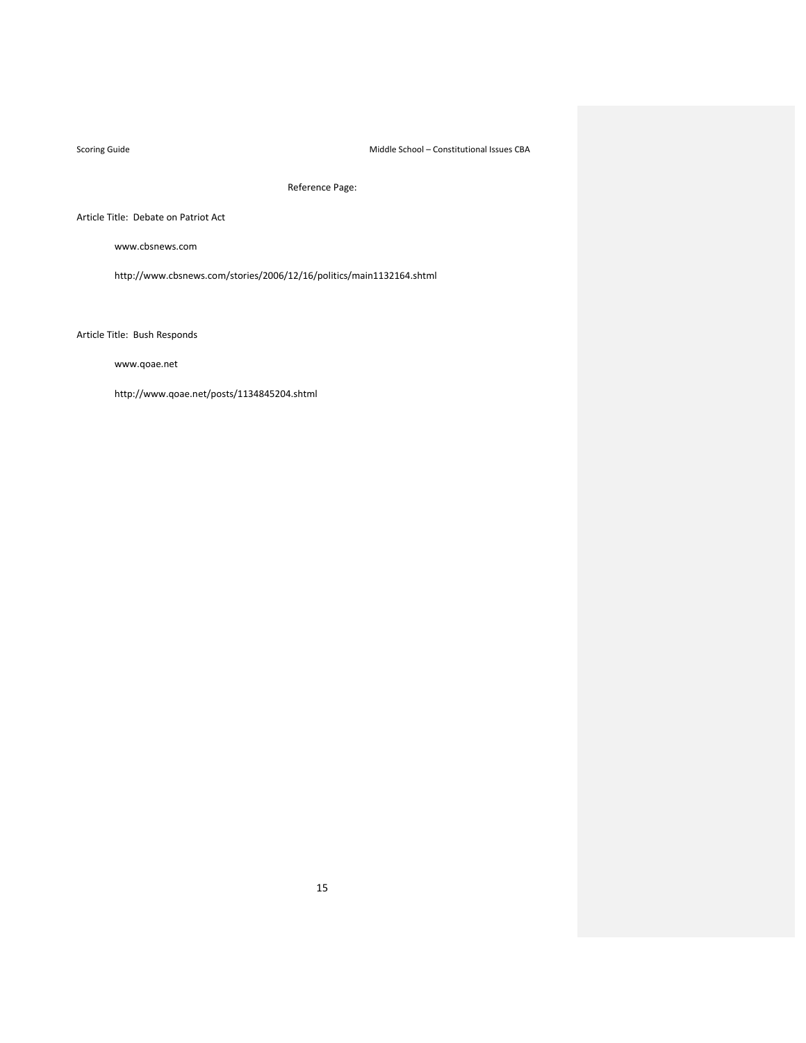Reference Page:

Article Title: Debate on Patriot Act

www.cbsnews.com

http://www.cbsnews.com/stories/2006/12/16/politics/main1132164.shtml

Article Title: Bush Responds

www.qoae.net

http://www.qoae.net/posts/1134845204.shtml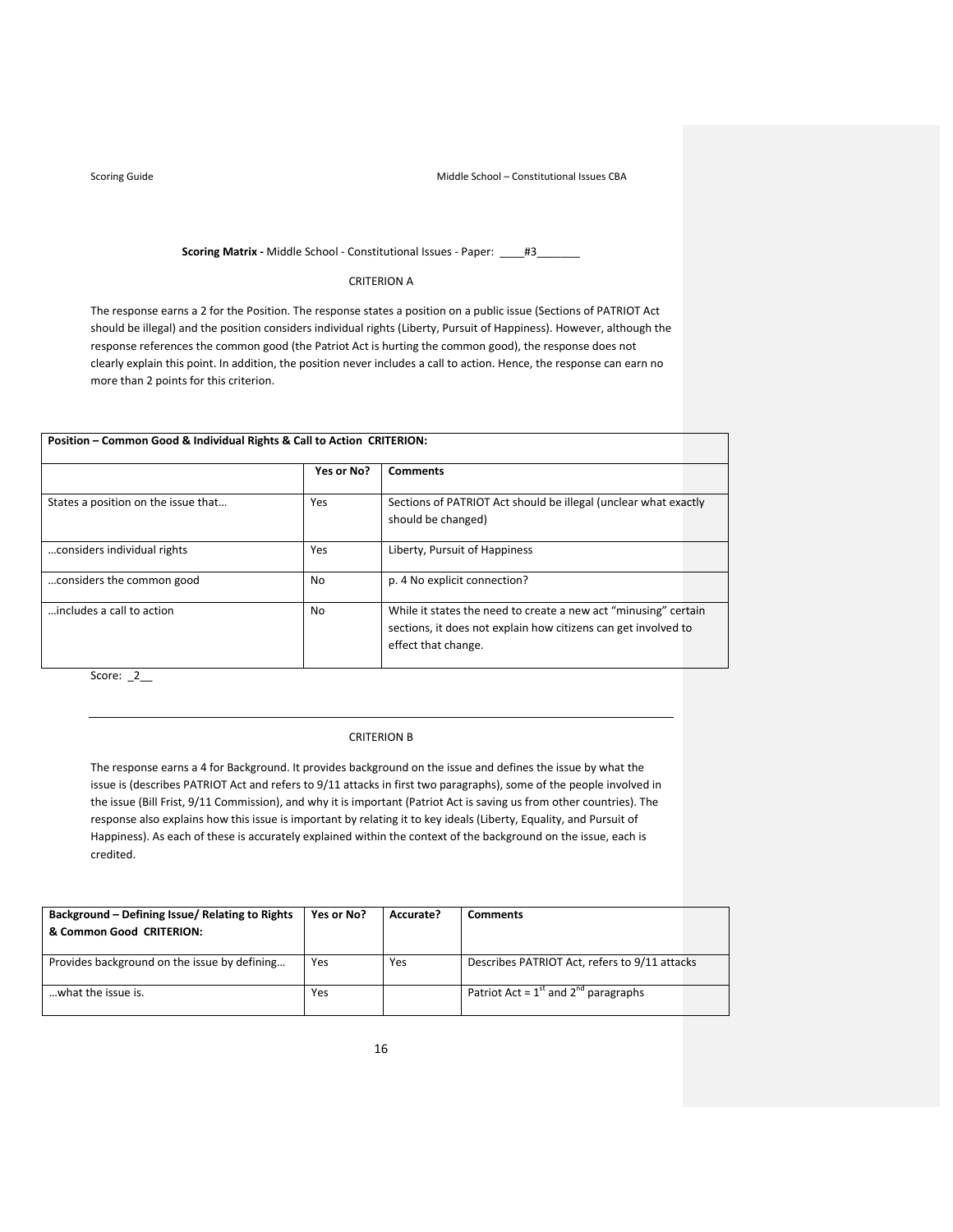**Scoring Matrix -** Middle School - Constitutional Issues - Paper: ____#3_______

CRITERION A

The response earns a 2 for the Position. The response states a position on a public issue (Sections of PATRIOT Act should be illegal) and the position considers individual rights (Liberty, Pursuit of Happiness). However, although the response references the common good (the Patriot Act is hurting the common good), the response does not clearly explain this point. In addition, the position never includes a call to action. Hence, the response can earn no more than 2 points for this criterion.

| **Position – Common Good & Individual Rights & Call to Action CRITERION:** | | |
|---|---|---|
| | **Yes or No?** | **Comments** |
| States a position on the issue that… | Yes | Sections of PATRIOT Act should be illegal (unclear what exactly should be changed) |
| …considers individual rights | Yes | Liberty, Pursuit of Happiness |
| …considers the common good | No | p. 4 No explicit connection? |
| …includes a call to action | No | While it states the need to create a new act "minusing" certain sections, it does not explain how citizens can get involved to effect that change. |

Score: _2__

---

CRITERION B

The response earns a 4 for Background. It provides background on the issue and defines the issue by what the issue is (describes PATRIOT Act and refers to 9/11 attacks in first two paragraphs), some of the people involved in the issue (Bill Frist, 9/11 Commission), and why it is important (Patriot Act is saving us from other countries). The response also explains how this issue is important by relating it to key ideals (Liberty, Equality, and Pursuit of Happiness). As each of these is accurately explained within the context of the background on the issue, each is credited.

| **Background – Defining Issue/ Relating to Rights & Common Good CRITERION:** | **Yes or No?** | **Accurate?** | **Comments** |
|---|---|---|---|
| Provides background on the issue by defining… | Yes | Yes | Describes PATRIOT Act, refers to 9/11 attacks |
| …what the issue is. | Yes | | Patriot Act = 1st and 2nd paragraphs |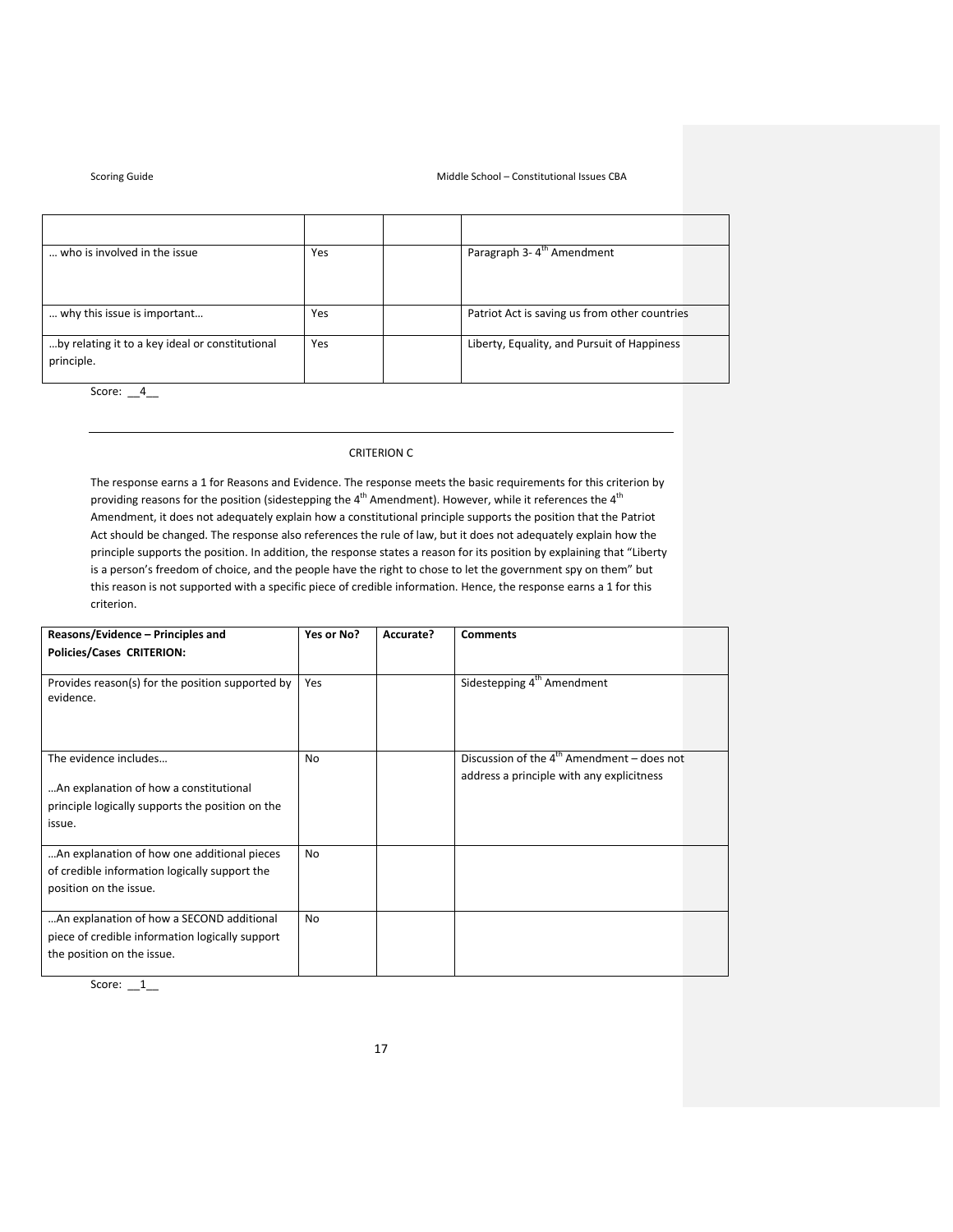| | | | |
|---|---|---|---|
| … who is involved in the issue | Yes | | Paragraph 3- 4th Amendment |
| … why this issue is important… | Yes | | Patriot Act is saving us from other countries |
| …by relating it to a key ideal or constitutional principle. | Yes | | Liberty, Equality, and Pursuit of Happiness |

Score: __4__

---

CRITERION C

The response earns a 1 for Reasons and Evidence. The response meets the basic requirements for this criterion by providing reasons for the position (sidestepping the 4th Amendment). However, while it references the 4th Amendment, it does not adequately explain how a constitutional principle supports the position that the Patriot Act should be changed. The response also references the rule of law, but it does not adequately explain how the principle supports the position. In addition, the response states a reason for its position by explaining that "Liberty is a person's freedom of choice, and the people have the right to chose to let the government spy on them" but this reason is not supported with a specific piece of credible information. Hence, the response earns a 1 for this criterion.

| **Reasons/Evidence – Principles and Policies/Cases CRITERION:** | **Yes or No?** | **Accurate?** | **Comments** |
|---|---|---|---|
| Provides reason(s) for the position supported by evidence. | Yes | | Sidestepping 4th Amendment |
| The evidence includes… …An explanation of how a constitutional principle logically supports the position on the issue. | No | | Discussion of the 4th Amendment – does not address a principle with any explicitness |
| …An explanation of how one additional pieces of credible information logically support the position on the issue. | No | | |
| …An explanation of how a SECOND additional piece of credible information logically support the position on the issue. | No | | |

Score: __1__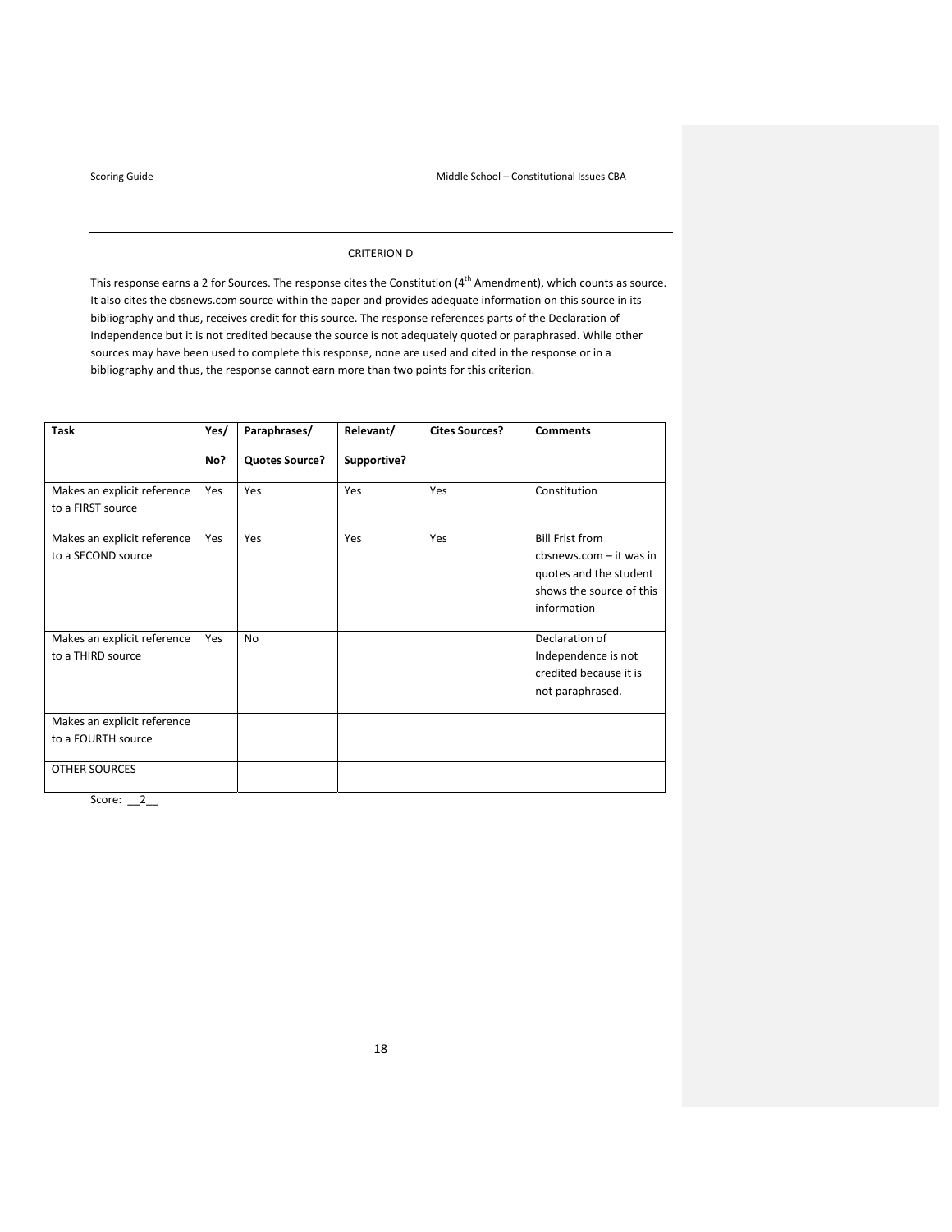CRITERION D

This response earns a 2 for Sources. The response cites the Constitution (4th Amendment), which counts as source. It also cites the cbsnews.com source within the paper and provides adequate information on this source in its bibliography and thus, receives credit for this source. The response references parts of the Declaration of Independence but it is not credited because the source is not adequately quoted or paraphrased. While other sources may have been used to complete this response, none are used and cited in the response or in a bibliography and thus, the response cannot earn more than two points for this criterion.

| Task | Yes/ No? | Paraphrases/ Quotes Source? | Relevant/ Supportive? | Cites Sources? | Comments |
|---|---|---|---|---|---|
| Makes an explicit reference to a FIRST source | Yes | Yes | Yes | Yes | Constitution |
| Makes an explicit reference to a SECOND source | Yes | Yes | Yes | Yes | Bill Frist from cbsnews.com – it was in quotes and the student shows the source of this information |
| Makes an explicit reference to a THIRD source | Yes | No | | | Declaration of Independence is not credited because it is not paraphrased. |
| Makes an explicit reference to a FOURTH source | | | | | |
| OTHER SOURCES | | | | | |

Score: __2__